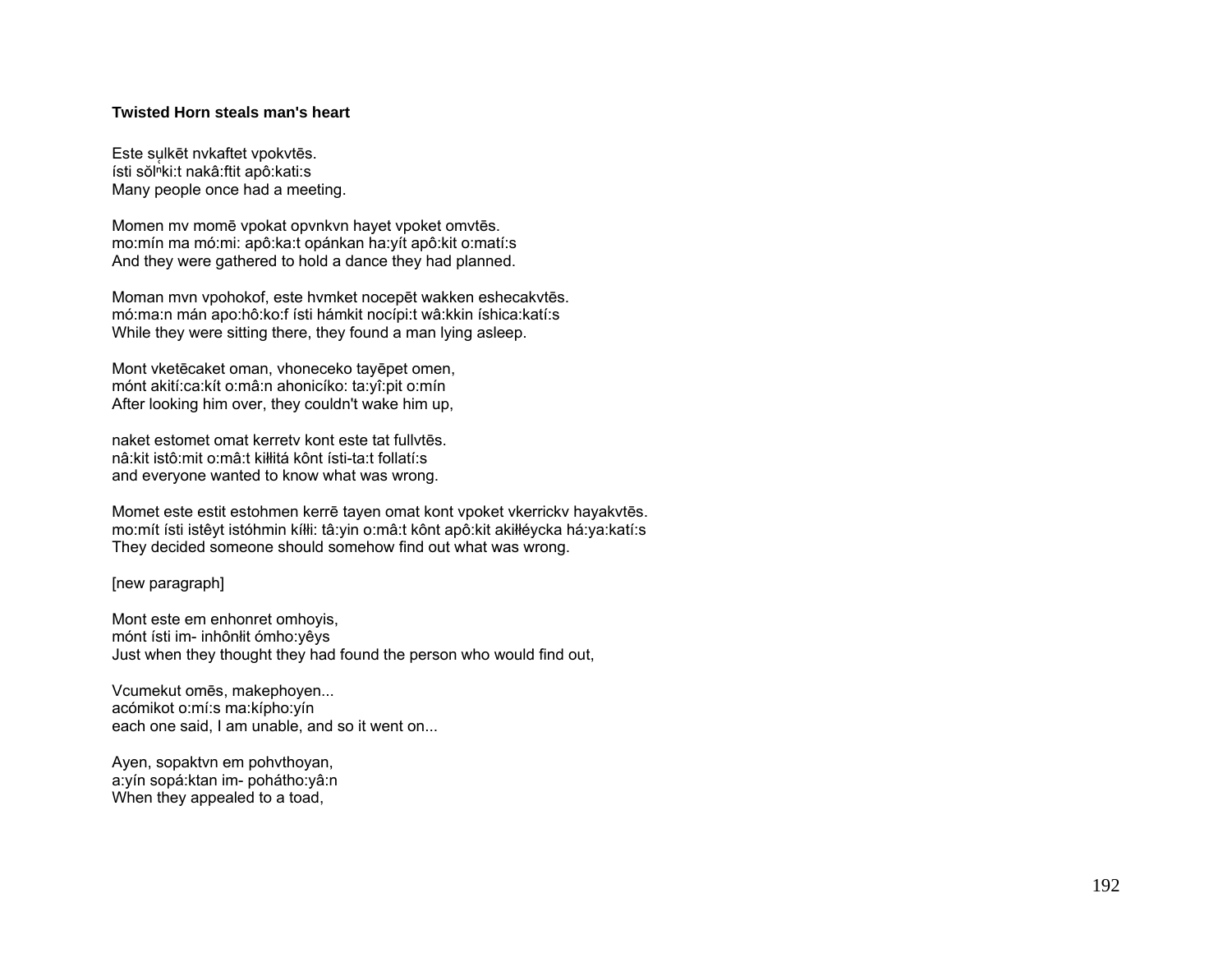**Twisted Horn steals man's heart**

Este sụlkēt nvkaftet vpokvtēs.
ísti sŏl$^{n}$ki:t nakâ:ftit apô:kati:s
Many people once had a meeting.

Momen mv momē vpokat opvnkvn hayet vpoket omvtēs.
mo:mín ma mó:mi: apô:ka:t opánkan ha:yít apô:kit o:matí:s
And they were gathered to hold a dance they had planned.

Moman mvn vpohokof, este hvmket nocepēt wakken eshecakvtēs.
mó:ma:n mán apo:hô:ko:f ísti hámkit nocípi:t wâ:kkin íshica:katí:s
While they were sitting there, they found a man lying asleep.

Mont vketēcaket oman, vhoneceko tayēpet omen,
mónt akití:ca:kít o:mâ:n ahonicíko: ta:yî:pit o:mín
After looking him over, they couldn't wake him up,

naket estomet omat kerretv kont este tat fullvtēs.
nâ:kit istô:mit o:mâ:t kiłłitá kônt ísti-ta:t follatí:s
and everyone wanted to know what was wrong.

Momet este estit estohmen kerrē tayen omat kont vpoket vkerrickv hayakvtēs.
mo:mít ísti istêyt istóhmin kíłłi: tâ:yin o:mâ:t kônt apô:kit akiłłéycka há:ya:katí:s
They decided someone should somehow find out what was wrong.

[new paragraph]

Mont este em enhonret omhoyis,
mónt ísti im- inhônłit ómho:yêys
Just when they thought they had found the person who would find out,

Vcumekut omēs, makephoyen...
acómikot o:mí:s ma:kípho:yín
each one said, I am unable, and so it went on...

Ayen, sopaktvn em pohvthoyan,
a:yín sopá:ktan im- pohátho:yâ:n
When they appealed to a toad,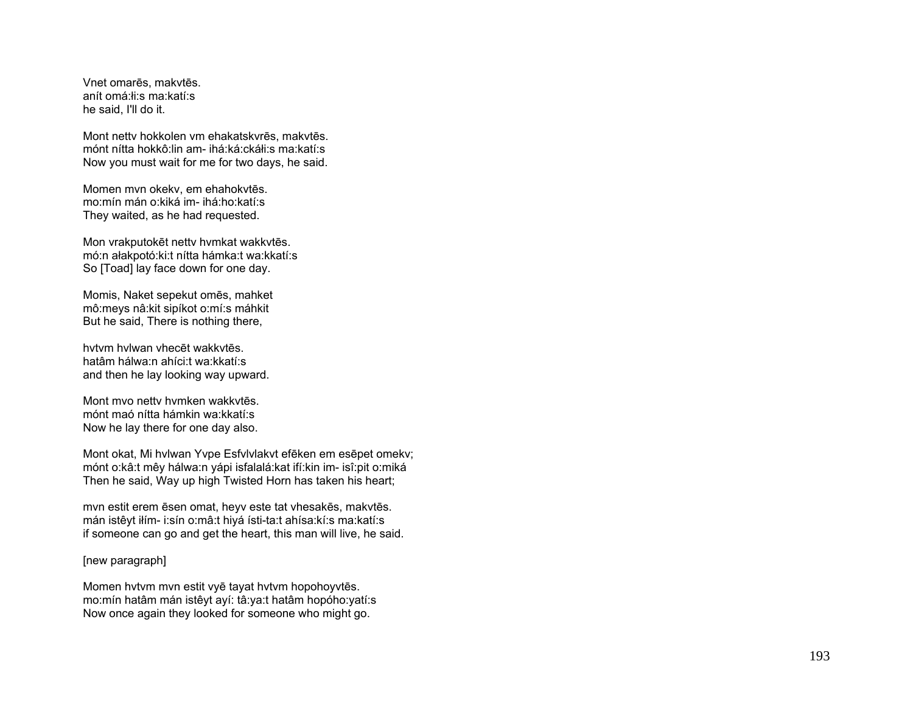Vnet omarēs, makvtēs.
anít omá:łi:s ma:katí:s
he said, I'll do it.

Mont nettv hokkolen vm ehakatskvrēs, makvtēs.
mónt nítta hokkô:lin am- ihá:ká:ckáłi:s ma:katí:s
Now you must wait for me for two days, he said.

Momen mvn okekv, em ehahokvtēs.
mo:mín mán o:kiká im- ihá:ho:katí:s
They waited, as he had requested.

Mon vrakputokēt nettv hvmkat wakkvtēs.
mó:n ałakpotó:ki:t nítta hámka:t wa:kkatí:s
So [Toad] lay face down for one day.

Momis, Naket sepekut omēs, mahket
mô:meys nâ:kit sipíkot o:mí:s máhkit
But he said, There is nothing there,

hvtvm hvlwan vhecēt wakkvtēs.
hatâm hálwa:n ahíci:t wa:kkatí:s
and then he lay looking way upward.

Mont mvo nettv hvmken wakkvtēs.
mónt maó nítta hámkin wa:kkatí:s
Now he lay there for one day also.

Mont okat, Mi hvlwan Yvpe Esfvlvlakvt efēken em esēpet omekv;
mónt o:kâ:t mêy hálwa:n yápi isfalalá:kat ifí:kin im- isî:pit o:miká
Then he said, Way up high Twisted Horn has taken his heart;

mvn estit erem ēsen omat, heyv este tat vhesakēs, makvtēs.
mán istêyt iłím- i:sín o:mâ:t hiyá ísti-ta:t ahísa:kí:s ma:katí:s
if someone can go and get the heart, this man will live, he said.

[new paragraph]

Momen hvtvm mvn estit vyē tayat hvtvm hopohoyvtēs.
mo:mín hatâm mán istêyt ayí: tâ:ya:t hatâm hopóho:yatí:s
Now once again they looked for someone who might go.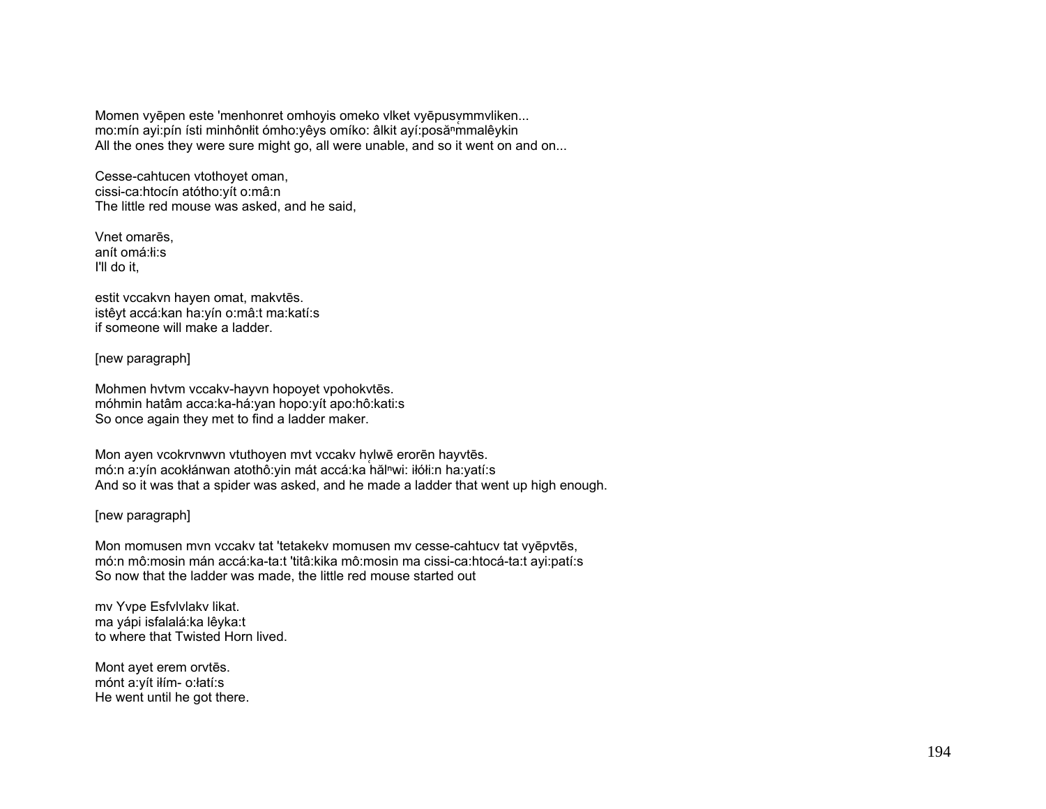Momen vyēpen este 'menhonret omhoyis omeko vlket vyēpusv̥mmvliken...
mo:mín ayi:pín ísti minhônłit ómho:yêys omíko: âlkit ayí:posă$^{n}$mmalêykin
All the ones they were sure might go, all were unable, and so it went on and on...

Cesse-cahtucen vtothoyet oman,
cissi-ca:htocín atótho:yít o:mâ:n
The little red mouse was asked, and he said,

Vnet omarēs,
anít omá:łi:s
I'll do it,

estit vccakvn hayen omat, makvtēs.
istêyt accá:kan ha:yín o:mâ:t ma:katí:s
if someone will make a ladder.

[new paragraph]

Mohmen hvtvm vccakv-hayvn hopoyet vpohokvtēs.
móhmin hatâm acca:ka-há:yan hopo:yít apo:hô:kati:s
So once again they met to find a ladder maker.

Mon ayen vcokrvnwvn vtuthoyen mvt vccakv hv̥lwē erorēn hayvtēs.
mó:n a:yín acokłánwan atothô:yin mát accá:ka hăl̥$^{n}$wi: iłółi:n ha:yatí:s
And so it was that a spider was asked, and he made a ladder that went up high enough.

[new paragraph]

Mon momusen mvn vccakv tat 'tetakekv momusen mv cesse-cahtucv tat vyēpvtēs,
mó:n mô:mosin mán accá:ka-ta:t 'titâ:kika mô:mosin ma cissi-ca:htocá-ta:t ayi:patí:s
So now that the ladder was made, the little red mouse started out

mv Yvpe Esfvlvlakv likat.
ma yápi isfalalá:ka lêyka:t
to where that Twisted Horn lived.

Mont ayet erem orvtēs.
mónt a:yít iłím- o:łatí:s
He went until he got there.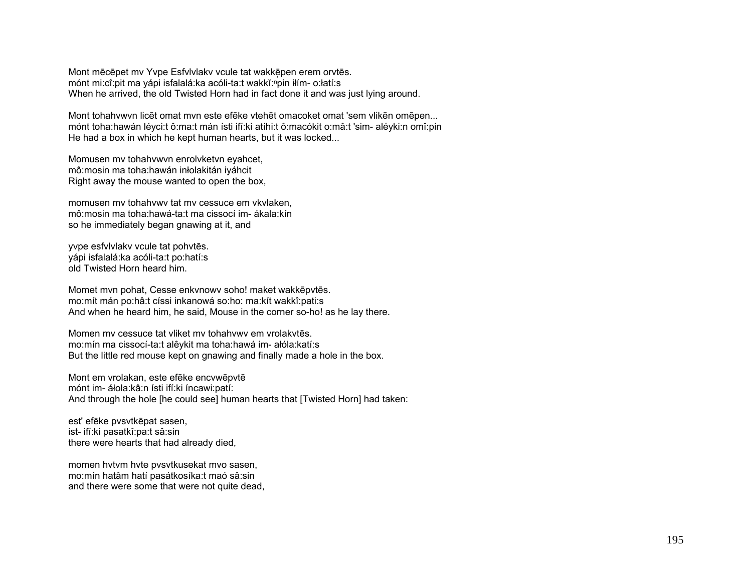Mont mēcēpet mv Yvpe Esfvlvlakv vcule tat wakkę̄pen erem orvtēs.
mónt mi:cî:pit ma yápi isfalalá:ka acóli-ta:t wakkĭ:ⁿpin iłím- o:łatí:s
When he arrived, the old Twisted Horn had in fact done it and was just lying around.

Mont tohahvwvn licēt omat mvn este efēke vtehēt omacoket omat 'sem vlikēn omēpen...
mónt toha:hawán léyci:t ô:ma:t mán ísti ifí:ki atíhi:t ô:macókit o:mâ:t 'sim- aléyki:n omî:pin
He had a box in which he kept human hearts, but it was locked...

Momusen mv tohahvwvn enrolvketvn eyahcet,
mô:mosin ma toha:hawán inłolakitán iyáhcit
Right away the mouse wanted to open the box,

momusen mv tohahvwv tat mv cessuce em vkvlaken,
mô:mosin ma toha:hawá-ta:t ma cissocí im- ákala:kín
so he immediately began gnawing at it, and

yvpe esfvlvlakv vcule tat pohvtēs.
yápi isfalalá:ka acóli-ta:t po:hatí:s
old Twisted Horn heard him.

Momet mvn pohat, Cesse enkvnowv soho! maket wakkēpvtēs.
mo:mít mán po:hâ:t císsi inkanowá so:ho: ma:kít wakkî:pati:s
And when he heard him, he said, Mouse in the corner so-ho! as he lay there.

Momen mv cessuce tat vliket mv tohahvwv em vrolakvtēs.
mo:mín ma cissocí-ta:t alêykit ma toha:hawá im- ałóla:katí:s
But the little red mouse kept on gnawing and finally made a hole in the box.

Mont em vrolakan, este efēke encvwēpvtē
mónt im- ałola:kâ:n ísti ifí:ki íncawi:patí:
And through the hole [he could see] human hearts that [Twisted Horn] had taken:

est' efēke pvsvtkēpat sasen,
ist- ifí:ki pasatkî:pa:t sâ:sin
there were hearts that had already died,

momen hvtvm hvte pvsvtkusekat mvo sasen,
mo:mín hatâm hatí pasátkosíka:t maó sâ:sin
and there were some that were not quite dead,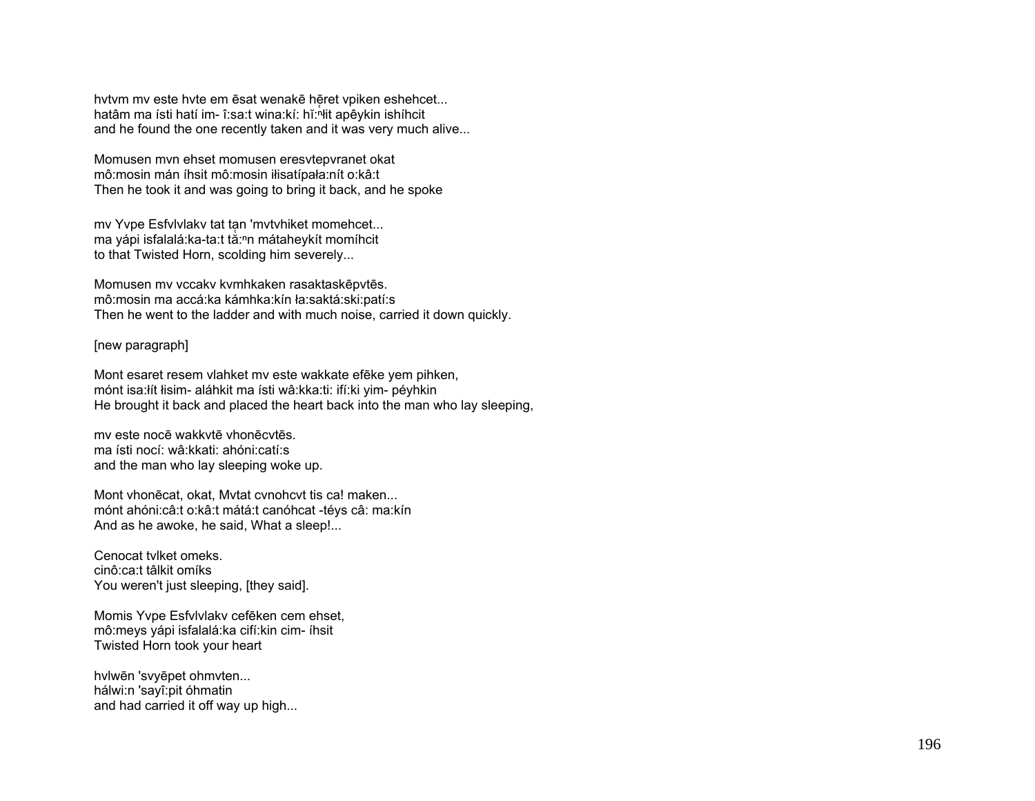hvtvm mv este hvte em ēsat wenakē hēret vpiken eshehcet...
hatâm ma ísti hatí im- î:sa:t wina:kí: hĭ:ⁿłit apêykin ishíhcit
and he found the one recently taken and it was very much alive...

Momusen mvn ehset momusen eresvtepvranet okat
mô:mosin mán íhsit mô:mosin iłisatípała:nít o:kâ:t
Then he took it and was going to bring it back, and he spoke

mv Yvpe Esfvlvlakv tat tan 'mvtvhiket momehcet...
ma yápi isfalalá:ka-ta:t tă:ⁿn mátaheykít momíhcit
to that Twisted Horn, scolding him severely...

Momusen mv vccakv kvmhkaken rasaktaskēpvtēs.
mô:mosin ma accá:ka kámhka:kín ła:saktá:ski:patí:s
Then he went to the ladder and with much noise, carried it down quickly.

[new paragraph]

Mont esaret resem vlahket mv este wakkate efēke yem pihken,
mónt isa:łít łisim- aláhkit ma ísti wâ:kka:ti: ifí:ki yim- péyhkin
He brought it back and placed the heart back into the man who lay sleeping,

mv este nocē wakkvtē vhonēcvtēs.
ma ísti nocí: wâ:kkati: ahóni:catí:s
and the man who lay sleeping woke up.

Mont vhonēcat, okat, Mvtat cvnohcvt tis ca! maken...
mónt ahóni:câ:t o:kâ:t mátá:t canóhcat -téys câ: ma:kín
And as he awoke, he said, What a sleep!...

Cenocat tvlket omeks.
cinô:ca:t tâlkit omíks
You weren't just sleeping, [they said].

Momis Yvpe Esfvlvlakv cefēken cem ehset,
mô:meys yápi isfalalá:ka cifí:kin cim- íhsit
Twisted Horn took your heart

hvlwēn 'svyēpet ohmvten...
hálwi:n 'sayî:pit óhmatin
and had carried it off way up high...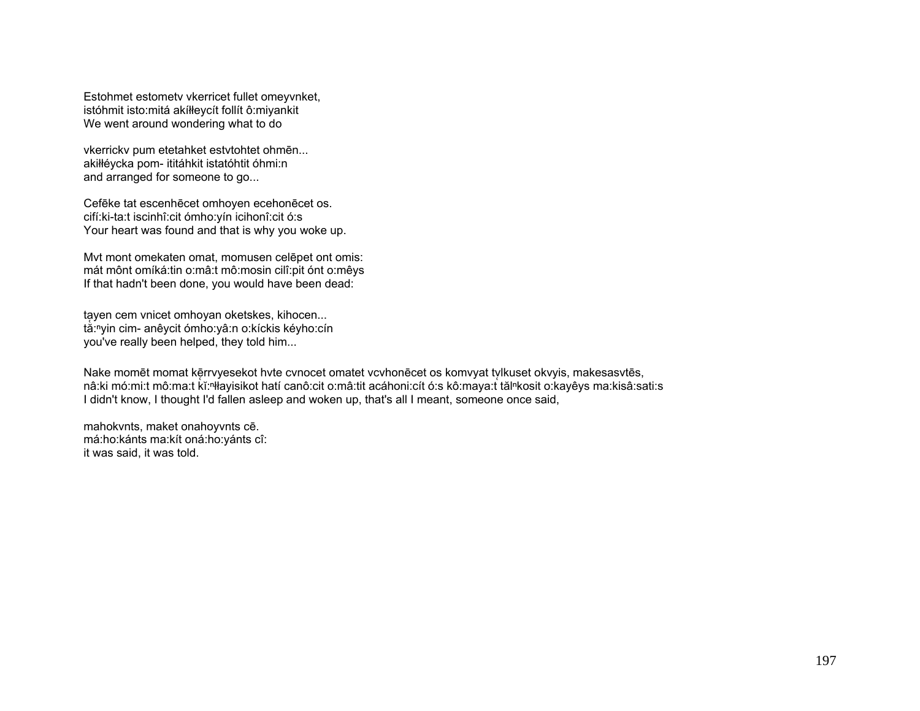Estohmet estometv vkerricet fullet omeyvnket,
istóhmit isto:mitá akíłłeycít follít ô:miyankit
We went around wondering what to do

vkerrickv pum etetahket estvtohtet ohmēn...
akiłłéycka pom- ititáhkit istatóhtit óhmi:n
and arranged for someone to go...

Cefēke tat escenhēcet omhoyen ecehonēcet os.
cifí:ki-ta:t iscinhî:cit ómho:yín icihonî:cit ó:s
Your heart was found and that is why you woke up.

Mvt mont omekaten omat, momusen celēpet ont omis:
mát mônt omíká:tin o:mâ:t mô:mosin cilî:pit ónt o:mêys
If that hadn't been done, you would have been dead:

tayen cem vnicet omhoyan oketskes, kihocen...
tă̜:$^{n}$yin cim- anêycit ómho:yâ:n o:kíckis kéyho:cín
you've really been helped, they told him...

Nake momēt momat kē̜rrvyesekot hvte cvnocet omatet vcvhonēcet os komvyat tv̜lkuset okvyis, makesasvtēs,
nâ:ki mó:mi:t mô:ma:t kĭ̜:$^{n}$łayisikot hatí canô:cit o:mâ:tit acáhoni:cít ó:s kô:maya:t̜ tăl$^{n}$kosit o:kayêys ma:kisâ:sati:s
I didn't know, I thought I'd fallen asleep and woken up, that's all I meant, someone once said,

mahokvnts, maket onahoyvnts cē.
má:ho:kánts ma:kít oná:ho:yánts cî:
it was said, it was told.